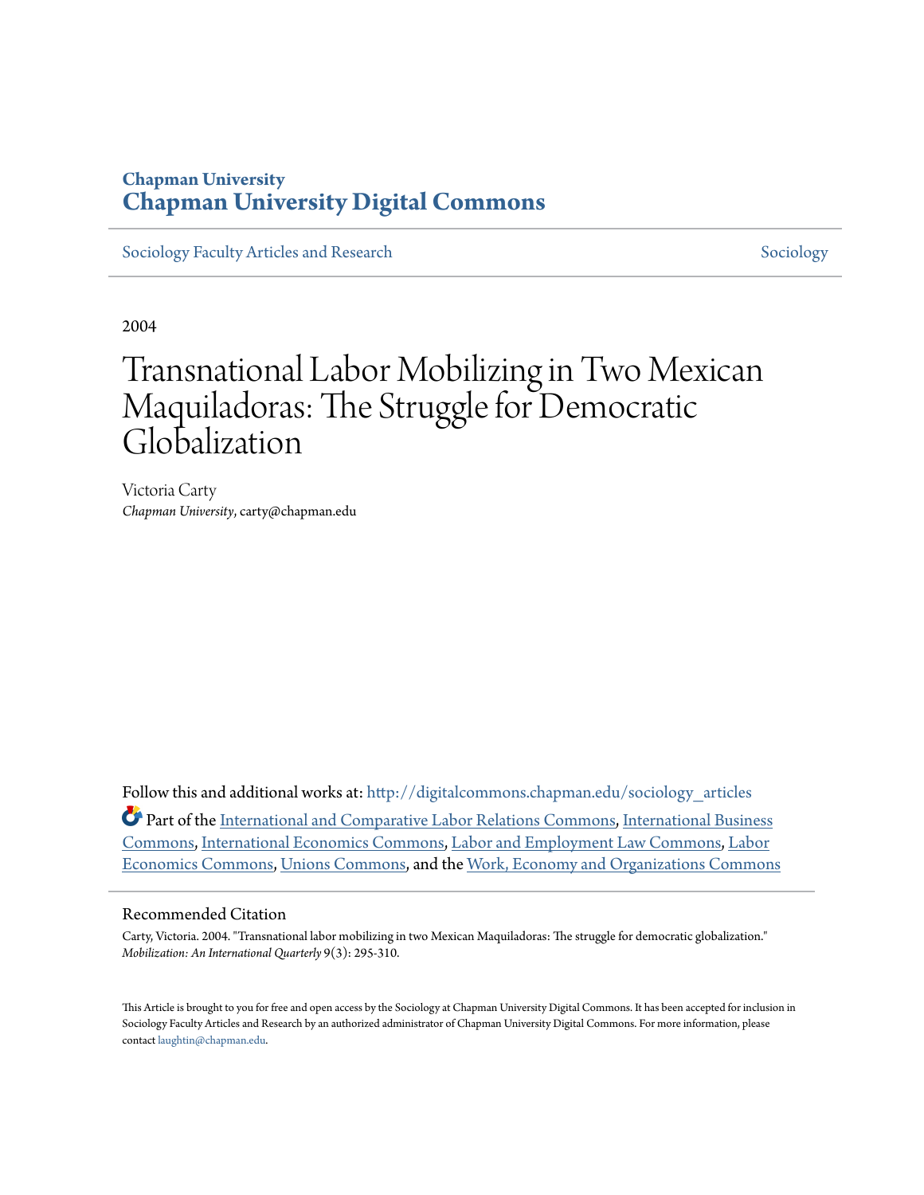Chapman University

# Chapman University Digital Commons

Sociology Faculty Articles and Research | Sociology

2004

# Transnational Labor Mobilizing in Two Mexican Maquiladoras: The Struggle for Democratic Globalization

Victoria Carty
*Chapman University*, carty@chapman.edu

Follow this and additional works at: http://digitalcommons.chapman.edu/sociology_articles

Part of the International and Comparative Labor Relations Commons, International Business Commons, International Economics Commons, Labor and Employment Law Commons, Labor Economics Commons, Unions Commons, and the Work, Economy and Organizations Commons

## Recommended Citation

Carty, Victoria. 2004. "Transnational labor mobilizing in two Mexican Maquiladoras: The struggle for democratic globalization." *Mobilization: An International Quarterly* 9(3): 295-310.

This Article is brought to you for free and open access by the Sociology at Chapman University Digital Commons. It has been accepted for inclusion in Sociology Faculty Articles and Research by an authorized administrator of Chapman University Digital Commons. For more information, please contact laughtin@chapman.edu.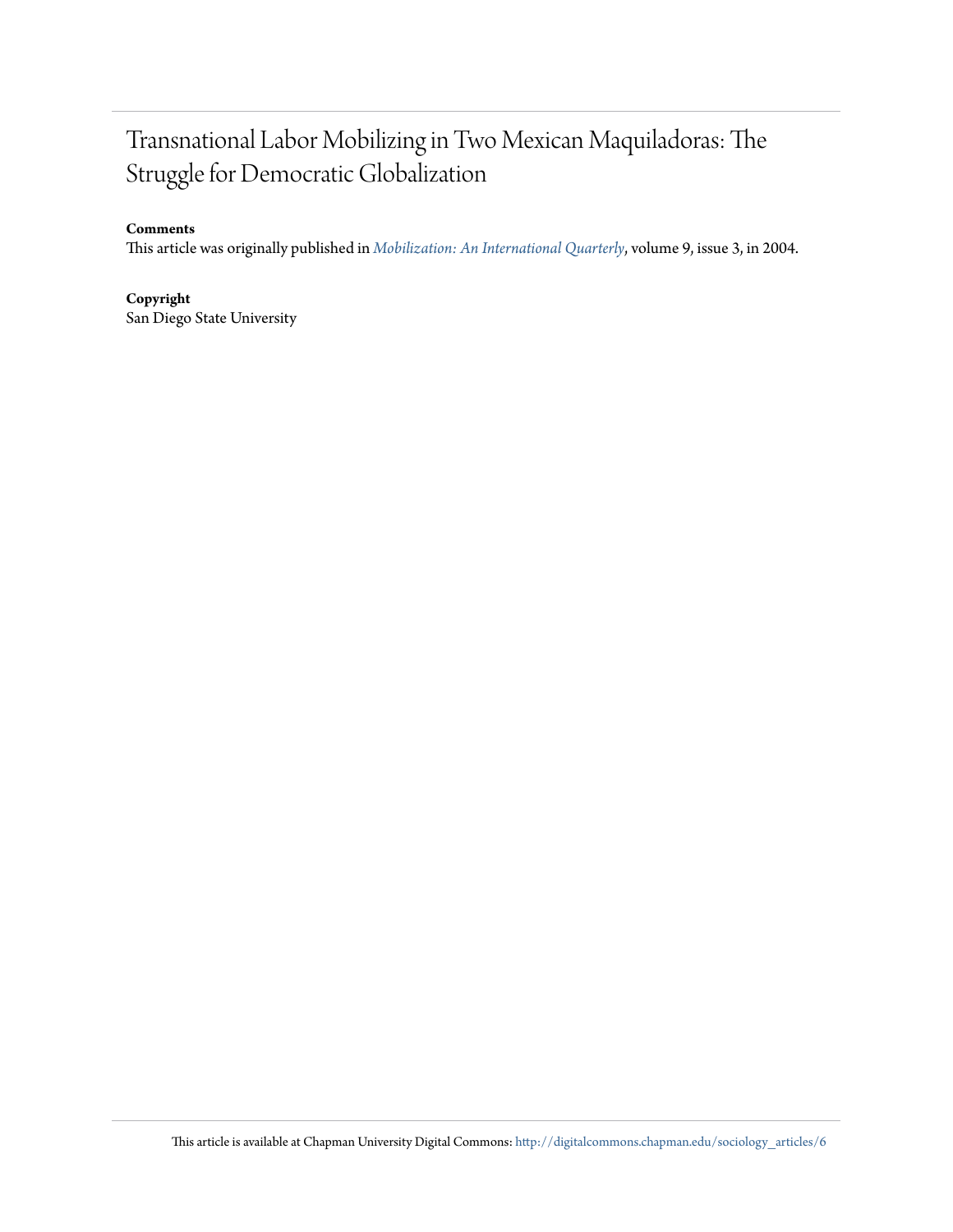# Transnational Labor Mobilizing in Two Mexican Maquiladoras: The Struggle for Democratic Globalization

**Comments**

This article was originally published in *Mobilization: An International Quarterly*, volume 9, issue 3, in 2004.

**Copyright**

San Diego State University

This article is available at Chapman University Digital Commons: http://digitalcommons.chapman.edu/sociology_articles/6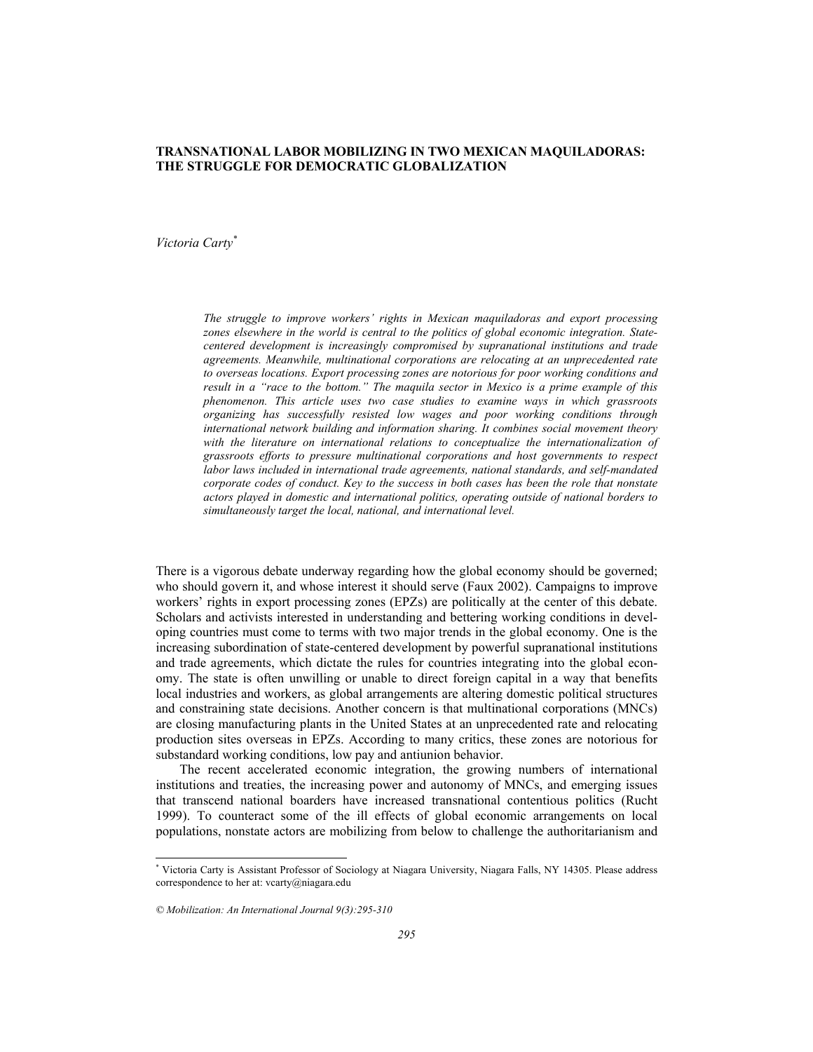# TRANSNATIONAL LABOR MOBILIZING IN TWO MEXICAN MAQUILADORAS: THE STRUGGLE FOR DEMOCRATIC GLOBALIZATION

*Victoria Carty*[*]

*The struggle to improve workers' rights in Mexican maquiladoras and export processing zones elsewhere in the world is central to the politics of global economic integration. State-centered development is increasingly compromised by supranational institutions and trade agreements. Meanwhile, multinational corporations are relocating at an unprecedented rate to overseas locations. Export processing zones are notorious for poor working conditions and result in a "race to the bottom." The maquila sector in Mexico is a prime example of this phenomenon. This article uses two case studies to examine ways in which grassroots organizing has successfully resisted low wages and poor working conditions through international network building and information sharing. It combines social movement theory with the literature on international relations to conceptualize the internationalization of grassroots efforts to pressure multinational corporations and host governments to respect labor laws included in international trade agreements, national standards, and self-mandated corporate codes of conduct. Key to the success in both cases has been the role that nonstate actors played in domestic and international politics, operating outside of national borders to simultaneously target the local, national, and international level.*

There is a vigorous debate underway regarding how the global economy should be governed; who should govern it, and whose interest it should serve (Faux 2002). Campaigns to improve workers' rights in export processing zones (EPZs) are politically at the center of this debate. Scholars and activists interested in understanding and bettering working conditions in developing countries must come to terms with two major trends in the global economy. One is the increasing subordination of state-centered development by powerful supranational institutions and trade agreements, which dictate the rules for countries integrating into the global economy. The state is often unwilling or unable to direct foreign capital in a way that benefits local industries and workers, as global arrangements are altering domestic political structures and constraining state decisions. Another concern is that multinational corporations (MNCs) are closing manufacturing plants in the United States at an unprecedented rate and relocating production sites overseas in EPZs. According to many critics, these zones are notorious for substandard working conditions, low pay and antiunion behavior.

The recent accelerated economic integration, the growing numbers of international institutions and treaties, the increasing power and autonomy of MNCs, and emerging issues that transcend national boarders have increased transnational contentious politics (Rucht 1999). To counteract some of the ill effects of global economic arrangements on local populations, nonstate actors are mobilizing from below to challenge the authoritarianism and

[*] Victoria Carty is Assistant Professor of Sociology at Niagara University, Niagara Falls, NY 14305. Please address correspondence to her at: vcarty@niagara.edu

*© Mobilization: An International Journal 9(3):295-310*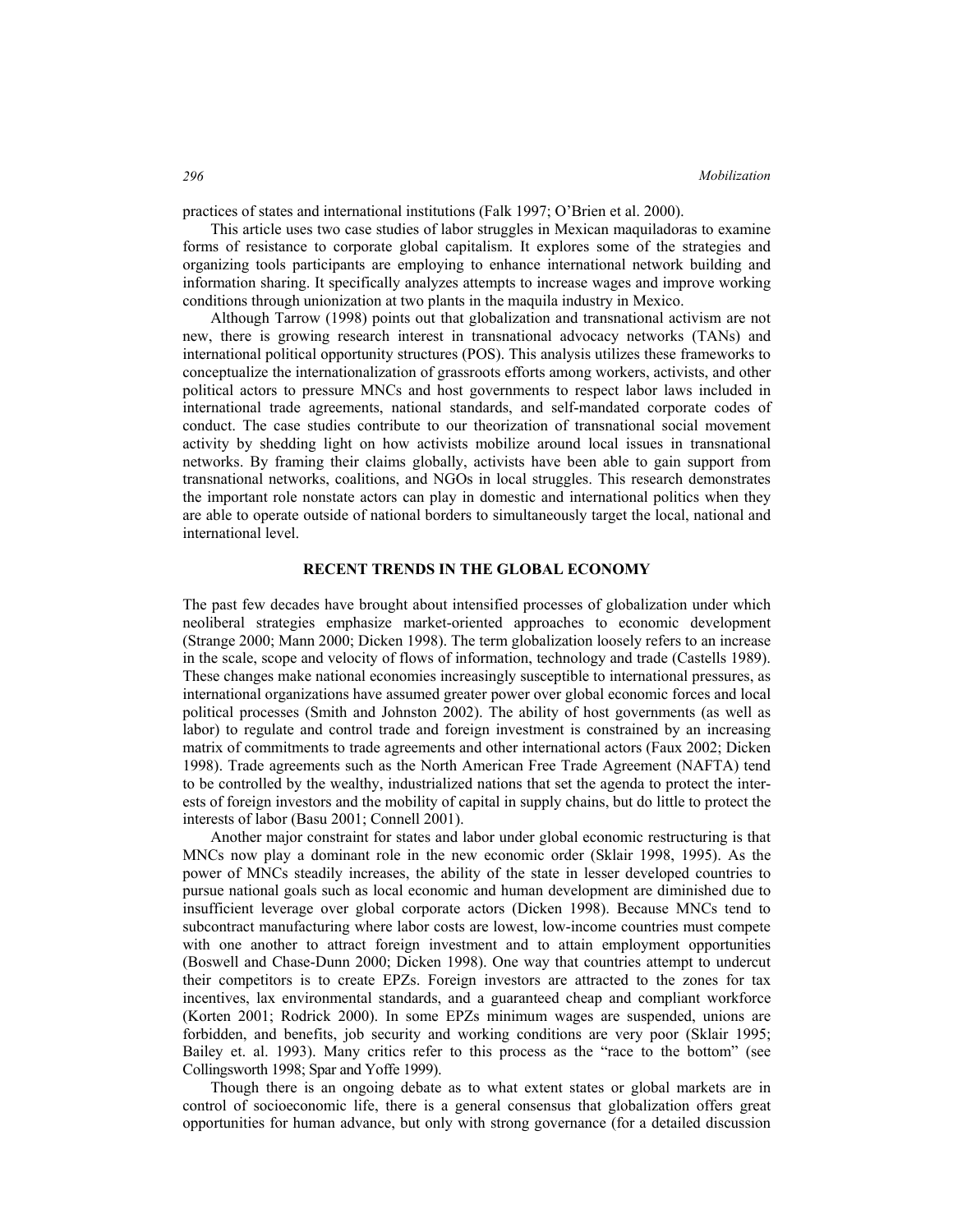practices of states and international institutions (Falk 1997; O'Brien et al. 2000).

This article uses two case studies of labor struggles in Mexican maquiladoras to examine forms of resistance to corporate global capitalism. It explores some of the strategies and organizing tools participants are employing to enhance international network building and information sharing. It specifically analyzes attempts to increase wages and improve working conditions through unionization at two plants in the maquila industry in Mexico.

Although Tarrow (1998) points out that globalization and transnational activism are not new, there is growing research interest in transnational advocacy networks (TANs) and international political opportunity structures (POS). This analysis utilizes these frameworks to conceptualize the internationalization of grassroots efforts among workers, activists, and other political actors to pressure MNCs and host governments to respect labor laws included in international trade agreements, national standards, and self-mandated corporate codes of conduct. The case studies contribute to our theorization of transnational social movement activity by shedding light on how activists mobilize around local issues in transnational networks. By framing their claims globally, activists have been able to gain support from transnational networks, coalitions, and NGOs in local struggles. This research demonstrates the important role nonstate actors can play in domestic and international politics when they are able to operate outside of national borders to simultaneously target the local, national and international level.

## RECENT TRENDS IN THE GLOBAL ECONOMY

The past few decades have brought about intensified processes of globalization under which neoliberal strategies emphasize market-oriented approaches to economic development (Strange 2000; Mann 2000; Dicken 1998). The term globalization loosely refers to an increase in the scale, scope and velocity of flows of information, technology and trade (Castells 1989). These changes make national economies increasingly susceptible to international pressures, as international organizations have assumed greater power over global economic forces and local political processes (Smith and Johnston 2002). The ability of host governments (as well as labor) to regulate and control trade and foreign investment is constrained by an increasing matrix of commitments to trade agreements and other international actors (Faux 2002; Dicken 1998). Trade agreements such as the North American Free Trade Agreement (NAFTA) tend to be controlled by the wealthy, industrialized nations that set the agenda to protect the interests of foreign investors and the mobility of capital in supply chains, but do little to protect the interests of labor (Basu 2001; Connell 2001).

Another major constraint for states and labor under global economic restructuring is that MNCs now play a dominant role in the new economic order (Sklair 1998, 1995). As the power of MNCs steadily increases, the ability of the state in lesser developed countries to pursue national goals such as local economic and human development are diminished due to insufficient leverage over global corporate actors (Dicken 1998). Because MNCs tend to subcontract manufacturing where labor costs are lowest, low-income countries must compete with one another to attract foreign investment and to attain employment opportunities (Boswell and Chase-Dunn 2000; Dicken 1998). One way that countries attempt to undercut their competitors is to create EPZs. Foreign investors are attracted to the zones for tax incentives, lax environmental standards, and a guaranteed cheap and compliant workforce (Korten 2001; Rodrick 2000). In some EPZs minimum wages are suspended, unions are forbidden, and benefits, job security and working conditions are very poor (Sklair 1995; Bailey et. al. 1993). Many critics refer to this process as the "race to the bottom" (see Collingsworth 1998; Spar and Yoffe 1999).

Though there is an ongoing debate as to what extent states or global markets are in control of socioeconomic life, there is a general consensus that globalization offers great opportunities for human advance, but only with strong governance (for a detailed discussion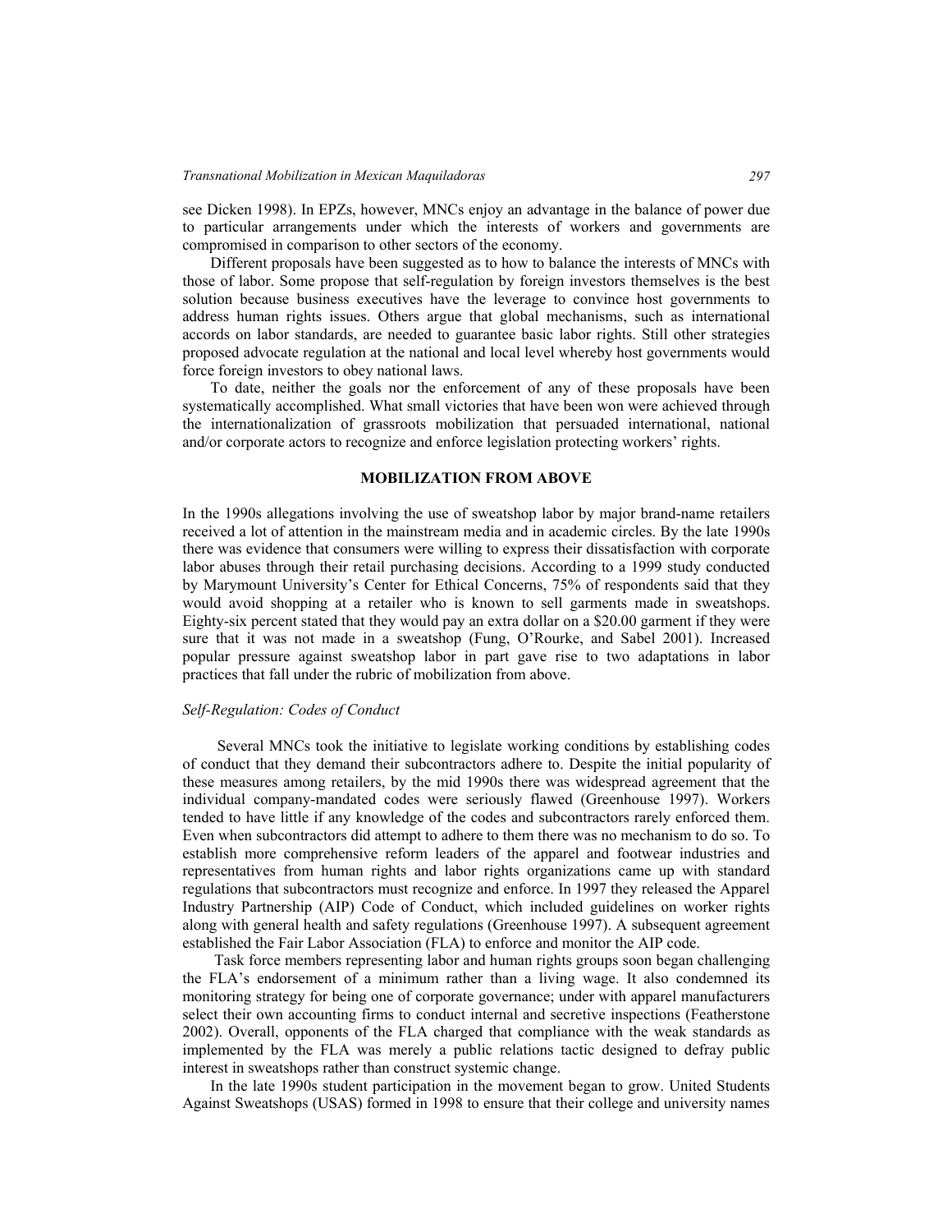see Dicken 1998). In EPZs, however, MNCs enjoy an advantage in the balance of power due to particular arrangements under which the interests of workers and governments are compromised in comparison to other sectors of the economy.

Different proposals have been suggested as to how to balance the interests of MNCs with those of labor. Some propose that self-regulation by foreign investors themselves is the best solution because business executives have the leverage to convince host governments to address human rights issues. Others argue that global mechanisms, such as international accords on labor standards, are needed to guarantee basic labor rights. Still other strategies proposed advocate regulation at the national and local level whereby host governments would force foreign investors to obey national laws.

To date, neither the goals nor the enforcement of any of these proposals have been systematically accomplished. What small victories that have been won were achieved through the internationalization of grassroots mobilization that persuaded international, national and/or corporate actors to recognize and enforce legislation protecting workers' rights.

## MOBILIZATION FROM ABOVE

In the 1990s allegations involving the use of sweatshop labor by major brand-name retailers received a lot of attention in the mainstream media and in academic circles. By the late 1990s there was evidence that consumers were willing to express their dissatisfaction with corporate labor abuses through their retail purchasing decisions. According to a 1999 study conducted by Marymount University's Center for Ethical Concerns, 75% of respondents said that they would avoid shopping at a retailer who is known to sell garments made in sweatshops. Eighty-six percent stated that they would pay an extra dollar on a $20.00 garment if they were sure that it was not made in a sweatshop (Fung, O'Rourke, and Sabel 2001). Increased popular pressure against sweatshop labor in part gave rise to two adaptations in labor practices that fall under the rubric of mobilization from above.

### *Self-Regulation: Codes of Conduct*

Several MNCs took the initiative to legislate working conditions by establishing codes of conduct that they demand their subcontractors adhere to. Despite the initial popularity of these measures among retailers, by the mid 1990s there was widespread agreement that the individual company-mandated codes were seriously flawed (Greenhouse 1997). Workers tended to have little if any knowledge of the codes and subcontractors rarely enforced them. Even when subcontractors did attempt to adhere to them there was no mechanism to do so. To establish more comprehensive reform leaders of the apparel and footwear industries and representatives from human rights and labor rights organizations came up with standard regulations that subcontractors must recognize and enforce. In 1997 they released the Apparel Industry Partnership (AIP) Code of Conduct, which included guidelines on worker rights along with general health and safety regulations (Greenhouse 1997). A subsequent agreement established the Fair Labor Association (FLA) to enforce and monitor the AIP code.

Task force members representing labor and human rights groups soon began challenging the FLA's endorsement of a minimum rather than a living wage. It also condemned its monitoring strategy for being one of corporate governance; under with apparel manufacturers select their own accounting firms to conduct internal and secretive inspections (Featherstone 2002). Overall, opponents of the FLA charged that compliance with the weak standards as implemented by the FLA was merely a public relations tactic designed to defray public interest in sweatshops rather than construct systemic change.

In the late 1990s student participation in the movement began to grow. United Students Against Sweatshops (USAS) formed in 1998 to ensure that their college and university names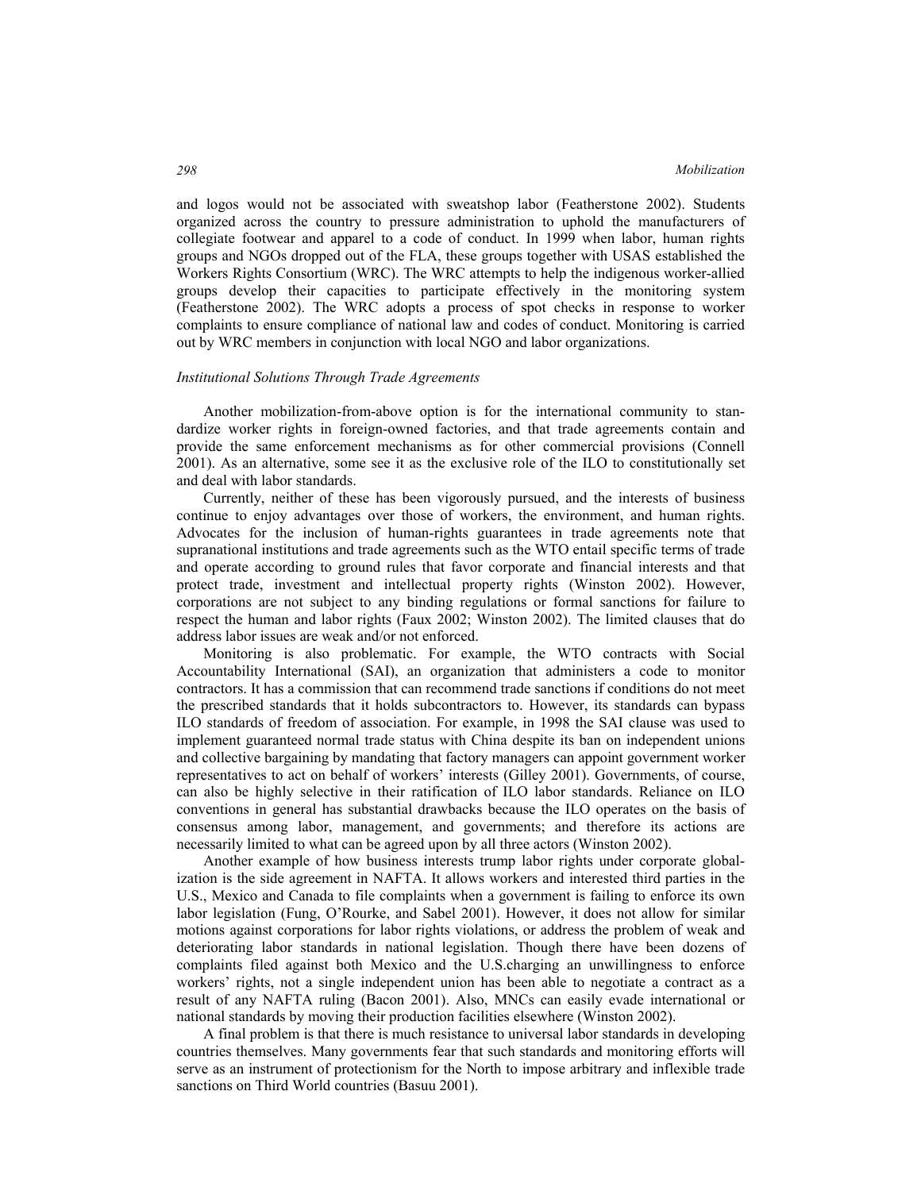and logos would not be associated with sweatshop labor (Featherstone 2002). Students organized across the country to pressure administration to uphold the manufacturers of collegiate footwear and apparel to a code of conduct. In 1999 when labor, human rights groups and NGOs dropped out of the FLA, these groups together with USAS established the Workers Rights Consortium (WRC). The WRC attempts to help the indigenous worker-allied groups develop their capacities to participate effectively in the monitoring system (Featherstone 2002). The WRC adopts a process of spot checks in response to worker complaints to ensure compliance of national law and codes of conduct. Monitoring is carried out by WRC members in conjunction with local NGO and labor organizations.

### *Institutional Solutions Through Trade Agreements*

Another mobilization-from-above option is for the international community to standardize worker rights in foreign-owned factories, and that trade agreements contain and provide the same enforcement mechanisms as for other commercial provisions (Connell 2001). As an alternative, some see it as the exclusive role of the ILO to constitutionally set and deal with labor standards.

Currently, neither of these has been vigorously pursued, and the interests of business continue to enjoy advantages over those of workers, the environment, and human rights. Advocates for the inclusion of human-rights guarantees in trade agreements note that supranational institutions and trade agreements such as the WTO entail specific terms of trade and operate according to ground rules that favor corporate and financial interests and that protect trade, investment and intellectual property rights (Winston 2002). However, corporations are not subject to any binding regulations or formal sanctions for failure to respect the human and labor rights (Faux 2002; Winston 2002). The limited clauses that do address labor issues are weak and/or not enforced.

Monitoring is also problematic. For example, the WTO contracts with Social Accountability International (SAI), an organization that administers a code to monitor contractors. It has a commission that can recommend trade sanctions if conditions do not meet the prescribed standards that it holds subcontractors to. However, its standards can bypass ILO standards of freedom of association. For example, in 1998 the SAI clause was used to implement guaranteed normal trade status with China despite its ban on independent unions and collective bargaining by mandating that factory managers can appoint government worker representatives to act on behalf of workers' interests (Gilley 2001). Governments, of course, can also be highly selective in their ratification of ILO labor standards. Reliance on ILO conventions in general has substantial drawbacks because the ILO operates on the basis of consensus among labor, management, and governments; and therefore its actions are necessarily limited to what can be agreed upon by all three actors (Winston 2002).

Another example of how business interests trump labor rights under corporate globalization is the side agreement in NAFTA. It allows workers and interested third parties in the U.S., Mexico and Canada to file complaints when a government is failing to enforce its own labor legislation (Fung, O'Rourke, and Sabel 2001). However, it does not allow for similar motions against corporations for labor rights violations, or address the problem of weak and deteriorating labor standards in national legislation. Though there have been dozens of complaints filed against both Mexico and the U.S.charging an unwillingness to enforce workers' rights, not a single independent union has been able to negotiate a contract as a result of any NAFTA ruling (Bacon 2001). Also, MNCs can easily evade international or national standards by moving their production facilities elsewhere (Winston 2002).

A final problem is that there is much resistance to universal labor standards in developing countries themselves. Many governments fear that such standards and monitoring efforts will serve as an instrument of protectionism for the North to impose arbitrary and inflexible trade sanctions on Third World countries (Basuu 2001).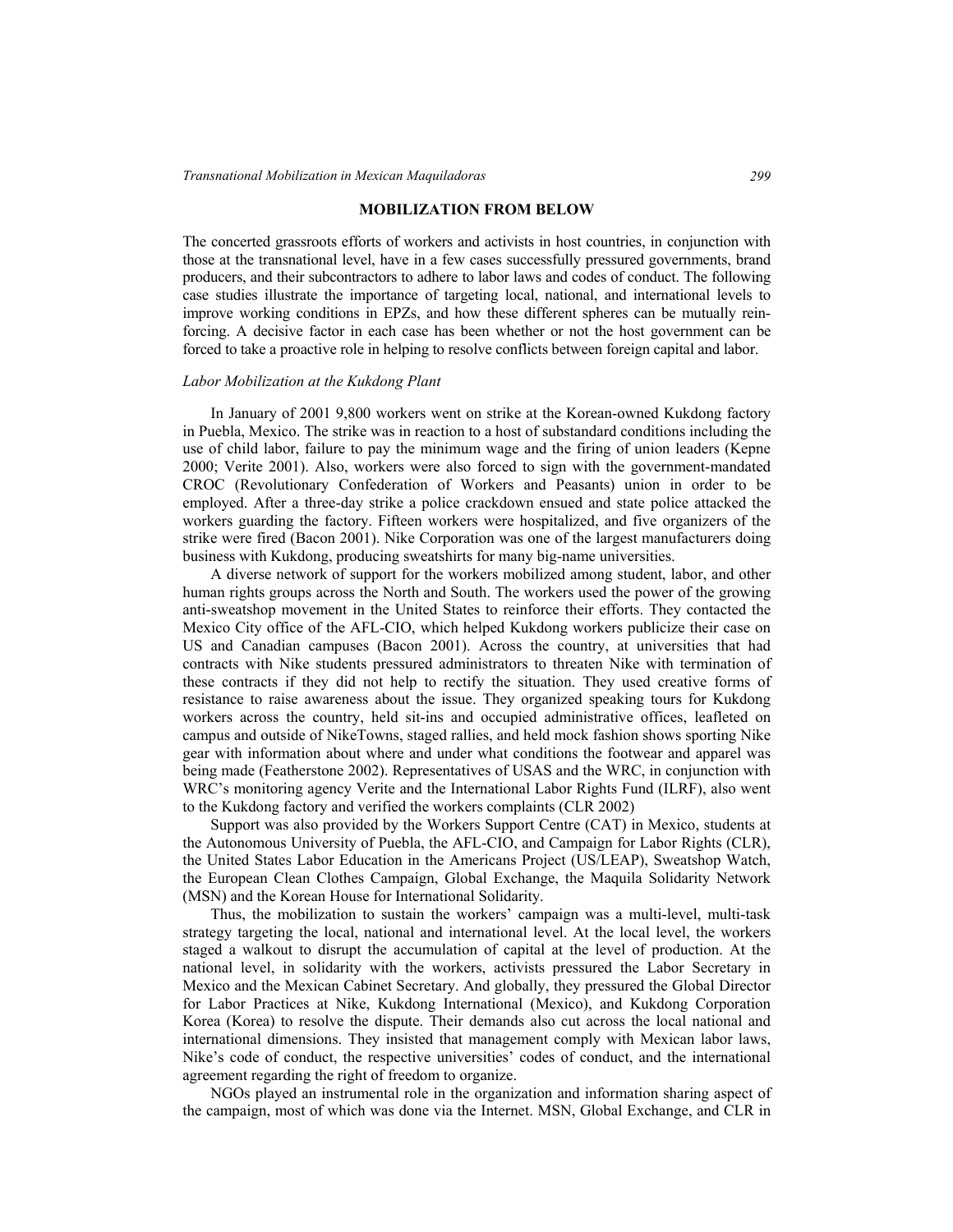## MOBILIZATION FROM BELOW

The concerted grassroots efforts of workers and activists in host countries, in conjunction with those at the transnational level, have in a few cases successfully pressured governments, brand producers, and their subcontractors to adhere to labor laws and codes of conduct. The following case studies illustrate the importance of targeting local, national, and international levels to improve working conditions in EPZs, and how these different spheres can be mutually reinforcing. A decisive factor in each case has been whether or not the host government can be forced to take a proactive role in helping to resolve conflicts between foreign capital and labor.

### *Labor Mobilization at the Kukdong Plant*

In January of 2001 9,800 workers went on strike at the Korean-owned Kukdong factory in Puebla, Mexico. The strike was in reaction to a host of substandard conditions including the use of child labor, failure to pay the minimum wage and the firing of union leaders (Kepne 2000; Verite 2001). Also, workers were also forced to sign with the government-mandated CROC (Revolutionary Confederation of Workers and Peasants) union in order to be employed. After a three-day strike a police crackdown ensued and state police attacked the workers guarding the factory. Fifteen workers were hospitalized, and five organizers of the strike were fired (Bacon 2001). Nike Corporation was one of the largest manufacturers doing business with Kukdong, producing sweatshirts for many big-name universities.

A diverse network of support for the workers mobilized among student, labor, and other human rights groups across the North and South. The workers used the power of the growing anti-sweatshop movement in the United States to reinforce their efforts. They contacted the Mexico City office of the AFL-CIO, which helped Kukdong workers publicize their case on US and Canadian campuses (Bacon 2001). Across the country, at universities that had contracts with Nike students pressured administrators to threaten Nike with termination of these contracts if they did not help to rectify the situation. They used creative forms of resistance to raise awareness about the issue. They organized speaking tours for Kukdong workers across the country, held sit-ins and occupied administrative offices, leafleted on campus and outside of NikeTowns, staged rallies, and held mock fashion shows sporting Nike gear with information about where and under what conditions the footwear and apparel was being made (Featherstone 2002). Representatives of USAS and the WRC, in conjunction with WRC's monitoring agency Verite and the International Labor Rights Fund (ILRF), also went to the Kukdong factory and verified the workers complaints (CLR 2002)

Support was also provided by the Workers Support Centre (CAT) in Mexico, students at the Autonomous University of Puebla, the AFL-CIO, and Campaign for Labor Rights (CLR), the United States Labor Education in the Americans Project (US/LEAP), Sweatshop Watch, the European Clean Clothes Campaign, Global Exchange, the Maquila Solidarity Network (MSN) and the Korean House for International Solidarity.

Thus, the mobilization to sustain the workers' campaign was a multi-level, multi-task strategy targeting the local, national and international level. At the local level, the workers staged a walkout to disrupt the accumulation of capital at the level of production. At the national level, in solidarity with the workers, activists pressured the Labor Secretary in Mexico and the Mexican Cabinet Secretary. And globally, they pressured the Global Director for Labor Practices at Nike, Kukdong International (Mexico), and Kukdong Corporation Korea (Korea) to resolve the dispute. Their demands also cut across the local national and international dimensions. They insisted that management comply with Mexican labor laws, Nike's code of conduct, the respective universities' codes of conduct, and the international agreement regarding the right of freedom to organize.

NGOs played an instrumental role in the organization and information sharing aspect of the campaign, most of which was done via the Internet. MSN, Global Exchange, and CLR in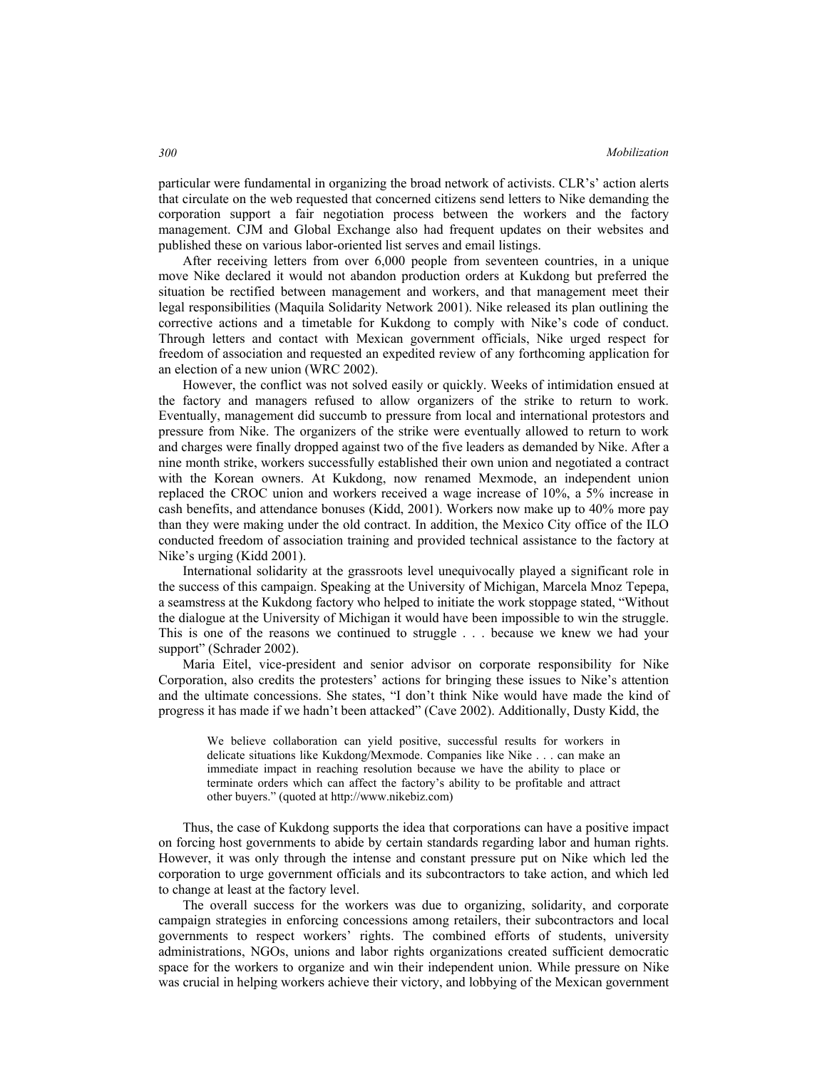particular were fundamental in organizing the broad network of activists. CLR's' action alerts that circulate on the web requested that concerned citizens send letters to Nike demanding the corporation support a fair negotiation process between the workers and the factory management. CJM and Global Exchange also had frequent updates on their websites and published these on various labor-oriented list serves and email listings.

After receiving letters from over 6,000 people from seventeen countries, in a unique move Nike declared it would not abandon production orders at Kukdong but preferred the situation be rectified between management and workers, and that management meet their legal responsibilities (Maquila Solidarity Network 2001). Nike released its plan outlining the corrective actions and a timetable for Kukdong to comply with Nike's code of conduct. Through letters and contact with Mexican government officials, Nike urged respect for freedom of association and requested an expedited review of any forthcoming application for an election of a new union (WRC 2002).

However, the conflict was not solved easily or quickly. Weeks of intimidation ensued at the factory and managers refused to allow organizers of the strike to return to work. Eventually, management did succumb to pressure from local and international protestors and pressure from Nike. The organizers of the strike were eventually allowed to return to work and charges were finally dropped against two of the five leaders as demanded by Nike. After a nine month strike, workers successfully established their own union and negotiated a contract with the Korean owners. At Kukdong, now renamed Mexmode, an independent union replaced the CROC union and workers received a wage increase of 10%, a 5% increase in cash benefits, and attendance bonuses (Kidd, 2001). Workers now make up to 40% more pay than they were making under the old contract. In addition, the Mexico City office of the ILO conducted freedom of association training and provided technical assistance to the factory at Nike's urging (Kidd 2001).

International solidarity at the grassroots level unequivocally played a significant role in the success of this campaign. Speaking at the University of Michigan, Marcela Mnoz Tepepa, a seamstress at the Kukdong factory who helped to initiate the work stoppage stated, "Without the dialogue at the University of Michigan it would have been impossible to win the struggle. This is one of the reasons we continued to struggle . . . because we knew we had your support" (Schrader 2002).

Maria Eitel, vice-president and senior advisor on corporate responsibility for Nike Corporation, also credits the protesters' actions for bringing these issues to Nike's attention and the ultimate concessions. She states, "I don't think Nike would have made the kind of progress it has made if we hadn't been attacked" (Cave 2002). Additionally, Dusty Kidd, the

> We believe collaboration can yield positive, successful results for workers in delicate situations like Kukdong/Mexmode. Companies like Nike . . . can make an immediate impact in reaching resolution because we have the ability to place or terminate orders which can affect the factory's ability to be profitable and attract other buyers." (quoted at http://www.nikebiz.com)

Thus, the case of Kukdong supports the idea that corporations can have a positive impact on forcing host governments to abide by certain standards regarding labor and human rights. However, it was only through the intense and constant pressure put on Nike which led the corporation to urge government officials and its subcontractors to take action, and which led to change at least at the factory level.

The overall success for the workers was due to organizing, solidarity, and corporate campaign strategies in enforcing concessions among retailers, their subcontractors and local governments to respect workers' rights. The combined efforts of students, university administrations, NGOs, unions and labor rights organizations created sufficient democratic space for the workers to organize and win their independent union. While pressure on Nike was crucial in helping workers achieve their victory, and lobbying of the Mexican government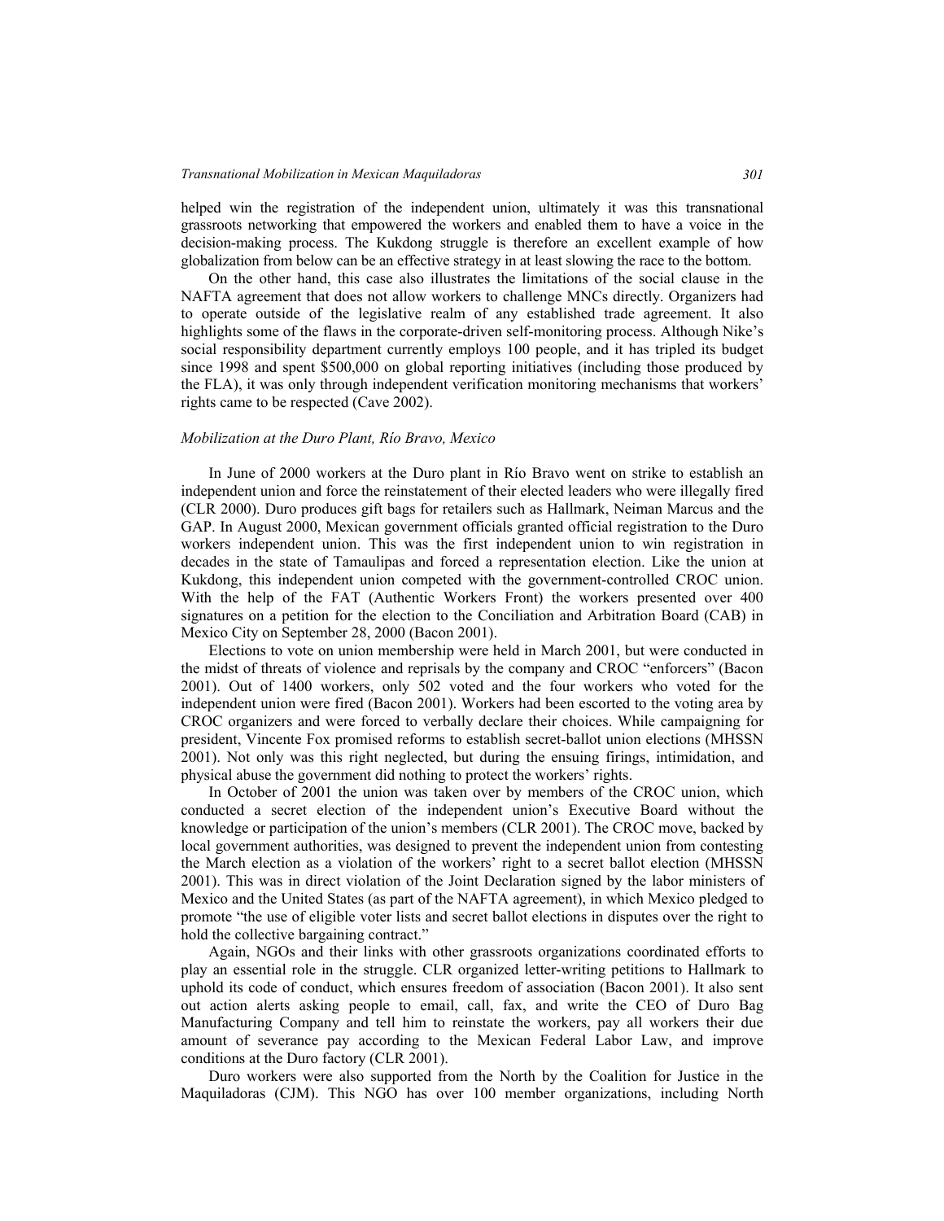helped win the registration of the independent union, ultimately it was this transnational grassroots networking that empowered the workers and enabled them to have a voice in the decision-making process. The Kukdong struggle is therefore an excellent example of how globalization from below can be an effective strategy in at least slowing the race to the bottom.

On the other hand, this case also illustrates the limitations of the social clause in the NAFTA agreement that does not allow workers to challenge MNCs directly. Organizers had to operate outside of the legislative realm of any established trade agreement. It also highlights some of the flaws in the corporate-driven self-monitoring process. Although Nike's social responsibility department currently employs 100 people, and it has tripled its budget since 1998 and spent $500,000 on global reporting initiatives (including those produced by the FLA), it was only through independent verification monitoring mechanisms that workers' rights came to be respected (Cave 2002).

### *Mobilization at the Duro Plant, Río Bravo, Mexico*

In June of 2000 workers at the Duro plant in Río Bravo went on strike to establish an independent union and force the reinstatement of their elected leaders who were illegally fired (CLR 2000). Duro produces gift bags for retailers such as Hallmark, Neiman Marcus and the GAP. In August 2000, Mexican government officials granted official registration to the Duro workers independent union. This was the first independent union to win registration in decades in the state of Tamaulipas and forced a representation election. Like the union at Kukdong, this independent union competed with the government-controlled CROC union. With the help of the FAT (Authentic Workers Front) the workers presented over 400 signatures on a petition for the election to the Conciliation and Arbitration Board (CAB) in Mexico City on September 28, 2000 (Bacon 2001).

Elections to vote on union membership were held in March 2001, but were conducted in the midst of threats of violence and reprisals by the company and CROC "enforcers" (Bacon 2001). Out of 1400 workers, only 502 voted and the four workers who voted for the independent union were fired (Bacon 2001). Workers had been escorted to the voting area by CROC organizers and were forced to verbally declare their choices. While campaigning for president, Vincente Fox promised reforms to establish secret-ballot union elections (MHSSN 2001). Not only was this right neglected, but during the ensuing firings, intimidation, and physical abuse the government did nothing to protect the workers' rights.

In October of 2001 the union was taken over by members of the CROC union, which conducted a secret election of the independent union's Executive Board without the knowledge or participation of the union's members (CLR 2001). The CROC move, backed by local government authorities, was designed to prevent the independent union from contesting the March election as a violation of the workers' right to a secret ballot election (MHSSN 2001). This was in direct violation of the Joint Declaration signed by the labor ministers of Mexico and the United States (as part of the NAFTA agreement), in which Mexico pledged to promote "the use of eligible voter lists and secret ballot elections in disputes over the right to hold the collective bargaining contract."

Again, NGOs and their links with other grassroots organizations coordinated efforts to play an essential role in the struggle. CLR organized letter-writing petitions to Hallmark to uphold its code of conduct, which ensures freedom of association (Bacon 2001). It also sent out action alerts asking people to email, call, fax, and write the CEO of Duro Bag Manufacturing Company and tell him to reinstate the workers, pay all workers their due amount of severance pay according to the Mexican Federal Labor Law, and improve conditions at the Duro factory (CLR 2001).

Duro workers were also supported from the North by the Coalition for Justice in the Maquiladoras (CJM). This NGO has over 100 member organizations, including North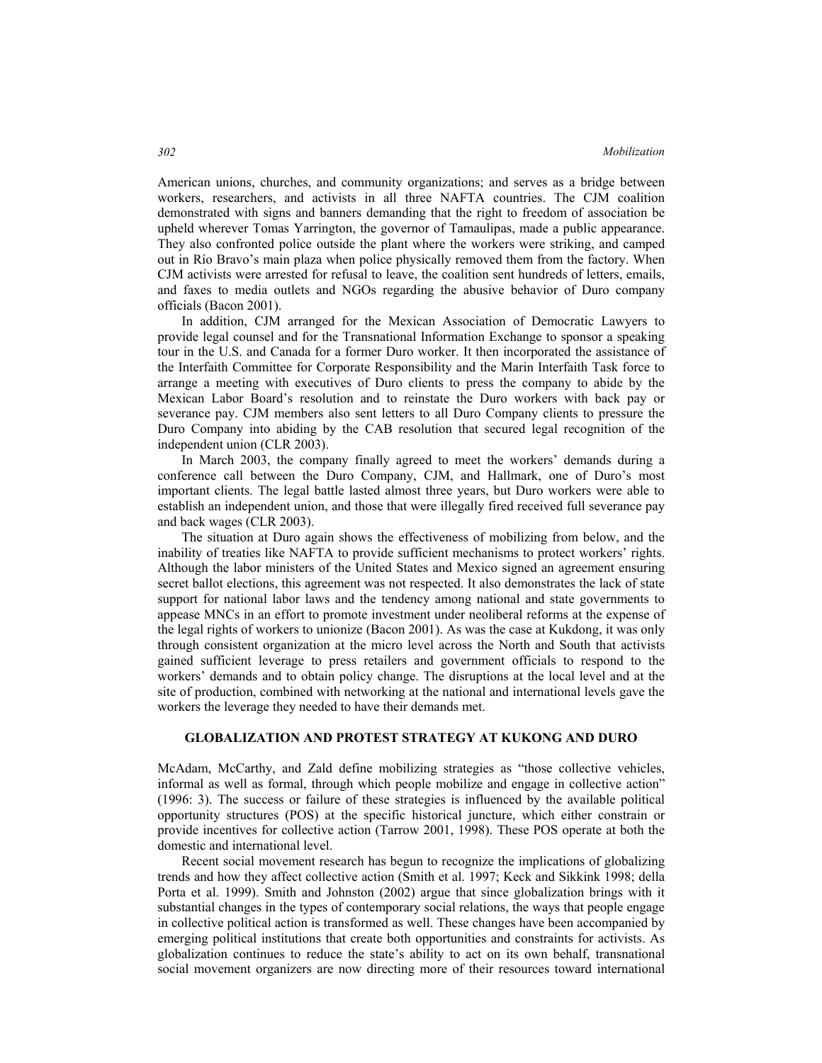American unions, churches, and community organizations; and serves as a bridge between workers, researchers, and activists in all three NAFTA countries. The CJM coalition demonstrated with signs and banners demanding that the right to freedom of association be upheld wherever Tomas Yarrington, the governor of Tamaulipas, made a public appearance. They also confronted police outside the plant where the workers were striking, and camped out in Río Bravo's main plaza when police physically removed them from the factory. When CJM activists were arrested for refusal to leave, the coalition sent hundreds of letters, emails, and faxes to media outlets and NGOs regarding the abusive behavior of Duro company officials (Bacon 2001).

In addition, CJM arranged for the Mexican Association of Democratic Lawyers to provide legal counsel and for the Transnational Information Exchange to sponsor a speaking tour in the U.S. and Canada for a former Duro worker. It then incorporated the assistance of the Interfaith Committee for Corporate Responsibility and the Marin Interfaith Task force to arrange a meeting with executives of Duro clients to press the company to abide by the Mexican Labor Board's resolution and to reinstate the Duro workers with back pay or severance pay. CJM members also sent letters to all Duro Company clients to pressure the Duro Company into abiding by the CAB resolution that secured legal recognition of the independent union (CLR 2003).

In March 2003, the company finally agreed to meet the workers' demands during a conference call between the Duro Company, CJM, and Hallmark, one of Duro's most important clients. The legal battle lasted almost three years, but Duro workers were able to establish an independent union, and those that were illegally fired received full severance pay and back wages (CLR 2003).

The situation at Duro again shows the effectiveness of mobilizing from below, and the inability of treaties like NAFTA to provide sufficient mechanisms to protect workers' rights. Although the labor ministers of the United States and Mexico signed an agreement ensuring secret ballot elections, this agreement was not respected. It also demonstrates the lack of state support for national labor laws and the tendency among national and state governments to appease MNCs in an effort to promote investment under neoliberal reforms at the expense of the legal rights of workers to unionize (Bacon 2001). As was the case at Kukdong, it was only through consistent organization at the micro level across the North and South that activists gained sufficient leverage to press retailers and government officials to respond to the workers' demands and to obtain policy change. The disruptions at the local level and at the site of production, combined with networking at the national and international levels gave the workers the leverage they needed to have their demands met.

## GLOBALIZATION AND PROTEST STRATEGY AT KUKONG AND DURO

McAdam, McCarthy, and Zald define mobilizing strategies as "those collective vehicles, informal as well as formal, through which people mobilize and engage in collective action" (1996: 3). The success or failure of these strategies is influenced by the available political opportunity structures (POS) at the specific historical juncture, which either constrain or provide incentives for collective action (Tarrow 2001, 1998). These POS operate at both the domestic and international level.

Recent social movement research has begun to recognize the implications of globalizing trends and how they affect collective action (Smith et al. 1997; Keck and Sikkink 1998; della Porta et al. 1999). Smith and Johnston (2002) argue that since globalization brings with it substantial changes in the types of contemporary social relations, the ways that people engage in collective political action is transformed as well. These changes have been accompanied by emerging political institutions that create both opportunities and constraints for activists. As globalization continues to reduce the state's ability to act on its own behalf, transnational social movement organizers are now directing more of their resources toward international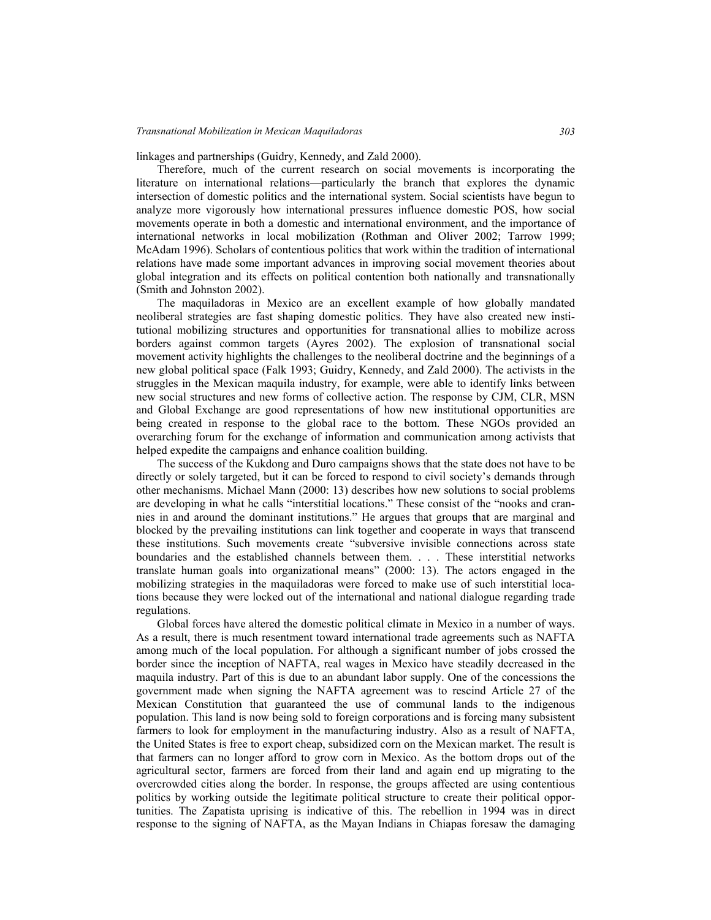linkages and partnerships (Guidry, Kennedy, and Zald 2000).

Therefore, much of the current research on social movements is incorporating the literature on international relations—particularly the branch that explores the dynamic intersection of domestic politics and the international system. Social scientists have begun to analyze more vigorously how international pressures influence domestic POS, how social movements operate in both a domestic and international environment, and the importance of international networks in local mobilization (Rothman and Oliver 2002; Tarrow 1999; McAdam 1996). Scholars of contentious politics that work within the tradition of international relations have made some important advances in improving social movement theories about global integration and its effects on political contention both nationally and transnationally (Smith and Johnston 2002).

The maquiladoras in Mexico are an excellent example of how globally mandated neoliberal strategies are fast shaping domestic politics. They have also created new institutional mobilizing structures and opportunities for transnational allies to mobilize across borders against common targets (Ayres 2002). The explosion of transnational social movement activity highlights the challenges to the neoliberal doctrine and the beginnings of a new global political space (Falk 1993; Guidry, Kennedy, and Zald 2000). The activists in the struggles in the Mexican maquila industry, for example, were able to identify links between new social structures and new forms of collective action. The response by CJM, CLR, MSN and Global Exchange are good representations of how new institutional opportunities are being created in response to the global race to the bottom. These NGOs provided an overarching forum for the exchange of information and communication among activists that helped expedite the campaigns and enhance coalition building.

The success of the Kukdong and Duro campaigns shows that the state does not have to be directly or solely targeted, but it can be forced to respond to civil society's demands through other mechanisms. Michael Mann (2000: 13) describes how new solutions to social problems are developing in what he calls "interstitial locations." These consist of the "nooks and crannies in and around the dominant institutions." He argues that groups that are marginal and blocked by the prevailing institutions can link together and cooperate in ways that transcend these institutions. Such movements create "subversive invisible connections across state boundaries and the established channels between them. . . . These interstitial networks translate human goals into organizational means" (2000: 13). The actors engaged in the mobilizing strategies in the maquiladoras were forced to make use of such interstitial locations because they were locked out of the international and national dialogue regarding trade regulations.

Global forces have altered the domestic political climate in Mexico in a number of ways. As a result, there is much resentment toward international trade agreements such as NAFTA among much of the local population. For although a significant number of jobs crossed the border since the inception of NAFTA, real wages in Mexico have steadily decreased in the maquila industry. Part of this is due to an abundant labor supply. One of the concessions the government made when signing the NAFTA agreement was to rescind Article 27 of the Mexican Constitution that guaranteed the use of communal lands to the indigenous population. This land is now being sold to foreign corporations and is forcing many subsistent farmers to look for employment in the manufacturing industry. Also as a result of NAFTA, the United States is free to export cheap, subsidized corn on the Mexican market. The result is that farmers can no longer afford to grow corn in Mexico. As the bottom drops out of the agricultural sector, farmers are forced from their land and again end up migrating to the overcrowded cities along the border. In response, the groups affected are using contentious politics by working outside the legitimate political structure to create their political opportunities. The Zapatista uprising is indicative of this. The rebellion in 1994 was in direct response to the signing of NAFTA, as the Mayan Indians in Chiapas foresaw the damaging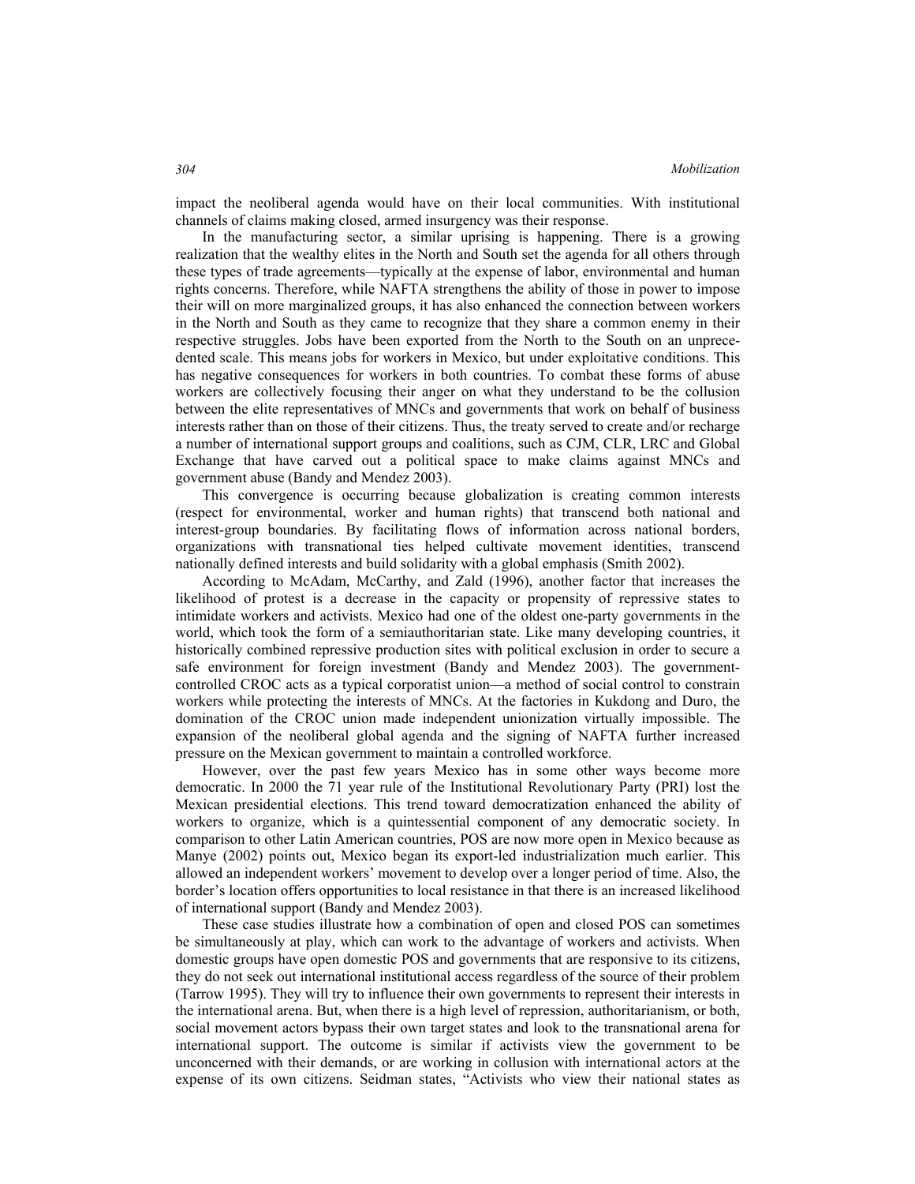impact the neoliberal agenda would have on their local communities. With institutional channels of claims making closed, armed insurgency was their response.

In the manufacturing sector, a similar uprising is happening. There is a growing realization that the wealthy elites in the North and South set the agenda for all others through these types of trade agreements—typically at the expense of labor, environmental and human rights concerns. Therefore, while NAFTA strengthens the ability of those in power to impose their will on more marginalized groups, it has also enhanced the connection between workers in the North and South as they came to recognize that they share a common enemy in their respective struggles. Jobs have been exported from the North to the South on an unprecedented scale. This means jobs for workers in Mexico, but under exploitative conditions. This has negative consequences for workers in both countries. To combat these forms of abuse workers are collectively focusing their anger on what they understand to be the collusion between the elite representatives of MNCs and governments that work on behalf of business interests rather than on those of their citizens. Thus, the treaty served to create and/or recharge a number of international support groups and coalitions, such as CJM, CLR, LRC and Global Exchange that have carved out a political space to make claims against MNCs and government abuse (Bandy and Mendez 2003).

This convergence is occurring because globalization is creating common interests (respect for environmental, worker and human rights) that transcend both national and interest-group boundaries. By facilitating flows of information across national borders, organizations with transnational ties helped cultivate movement identities, transcend nationally defined interests and build solidarity with a global emphasis (Smith 2002).

According to McAdam, McCarthy, and Zald (1996), another factor that increases the likelihood of protest is a decrease in the capacity or propensity of repressive states to intimidate workers and activists. Mexico had one of the oldest one-party governments in the world, which took the form of a semiauthoritarian state. Like many developing countries, it historically combined repressive production sites with political exclusion in order to secure a safe environment for foreign investment (Bandy and Mendez 2003). The government-controlled CROC acts as a typical corporatist union—a method of social control to constrain workers while protecting the interests of MNCs. At the factories in Kukdong and Duro, the domination of the CROC union made independent unionization virtually impossible. The expansion of the neoliberal global agenda and the signing of NAFTA further increased pressure on the Mexican government to maintain a controlled workforce.

However, over the past few years Mexico has in some other ways become more democratic. In 2000 the 71 year rule of the Institutional Revolutionary Party (PRI) lost the Mexican presidential elections. This trend toward democratization enhanced the ability of workers to organize, which is a quintessential component of any democratic society. In comparison to other Latin American countries, POS are now more open in Mexico because as Manye (2002) points out, Mexico began its export-led industrialization much earlier. This allowed an independent workers' movement to develop over a longer period of time. Also, the border's location offers opportunities to local resistance in that there is an increased likelihood of international support (Bandy and Mendez 2003).

These case studies illustrate how a combination of open and closed POS can sometimes be simultaneously at play, which can work to the advantage of workers and activists. When domestic groups have open domestic POS and governments that are responsive to its citizens, they do not seek out international institutional access regardless of the source of their problem (Tarrow 1995). They will try to influence their own governments to represent their interests in the international arena. But, when there is a high level of repression, authoritarianism, or both, social movement actors bypass their own target states and look to the transnational arena for international support. The outcome is similar if activists view the government to be unconcerned with their demands, or are working in collusion with international actors at the expense of its own citizens. Seidman states, "Activists who view their national states as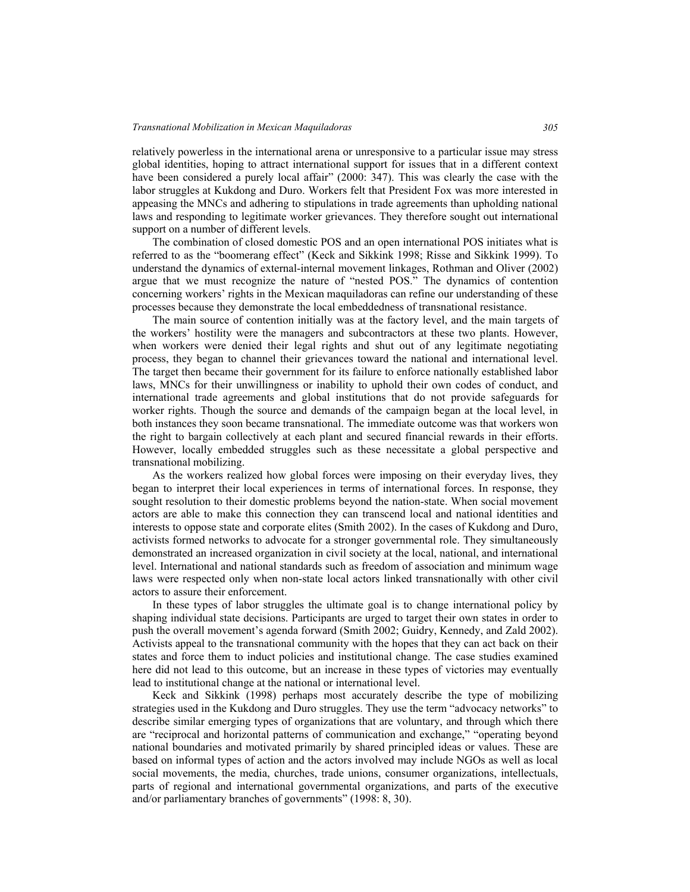relatively powerless in the international arena or unresponsive to a particular issue may stress global identities, hoping to attract international support for issues that in a different context have been considered a purely local affair" (2000: 347). This was clearly the case with the labor struggles at Kukdong and Duro. Workers felt that President Fox was more interested in appeasing the MNCs and adhering to stipulations in trade agreements than upholding national laws and responding to legitimate worker grievances. They therefore sought out international support on a number of different levels.

The combination of closed domestic POS and an open international POS initiates what is referred to as the "boomerang effect" (Keck and Sikkink 1998; Risse and Sikkink 1999). To understand the dynamics of external-internal movement linkages, Rothman and Oliver (2002) argue that we must recognize the nature of "nested POS." The dynamics of contention concerning workers' rights in the Mexican maquiladoras can refine our understanding of these processes because they demonstrate the local embeddedness of transnational resistance.

The main source of contention initially was at the factory level, and the main targets of the workers' hostility were the managers and subcontractors at these two plants. However, when workers were denied their legal rights and shut out of any legitimate negotiating process, they began to channel their grievances toward the national and international level. The target then became their government for its failure to enforce nationally established labor laws, MNCs for their unwillingness or inability to uphold their own codes of conduct, and international trade agreements and global institutions that do not provide safeguards for worker rights. Though the source and demands of the campaign began at the local level, in both instances they soon became transnational. The immediate outcome was that workers won the right to bargain collectively at each plant and secured financial rewards in their efforts. However, locally embedded struggles such as these necessitate a global perspective and transnational mobilizing.

As the workers realized how global forces were imposing on their everyday lives, they began to interpret their local experiences in terms of international forces. In response, they sought resolution to their domestic problems beyond the nation-state. When social movement actors are able to make this connection they can transcend local and national identities and interests to oppose state and corporate elites (Smith 2002). In the cases of Kukdong and Duro, activists formed networks to advocate for a stronger governmental role. They simultaneously demonstrated an increased organization in civil society at the local, national, and international level. International and national standards such as freedom of association and minimum wage laws were respected only when non-state local actors linked transnationally with other civil actors to assure their enforcement.

In these types of labor struggles the ultimate goal is to change international policy by shaping individual state decisions. Participants are urged to target their own states in order to push the overall movement's agenda forward (Smith 2002; Guidry, Kennedy, and Zald 2002). Activists appeal to the transnational community with the hopes that they can act back on their states and force them to induct policies and institutional change. The case studies examined here did not lead to this outcome, but an increase in these types of victories may eventually lead to institutional change at the national or international level.

Keck and Sikkink (1998) perhaps most accurately describe the type of mobilizing strategies used in the Kukdong and Duro struggles. They use the term "advocacy networks" to describe similar emerging types of organizations that are voluntary, and through which there are "reciprocal and horizontal patterns of communication and exchange," "operating beyond national boundaries and motivated primarily by shared principled ideas or values. These are based on informal types of action and the actors involved may include NGOs as well as local social movements, the media, churches, trade unions, consumer organizations, intellectuals, parts of regional and international governmental organizations, and parts of the executive and/or parliamentary branches of governments" (1998: 8, 30).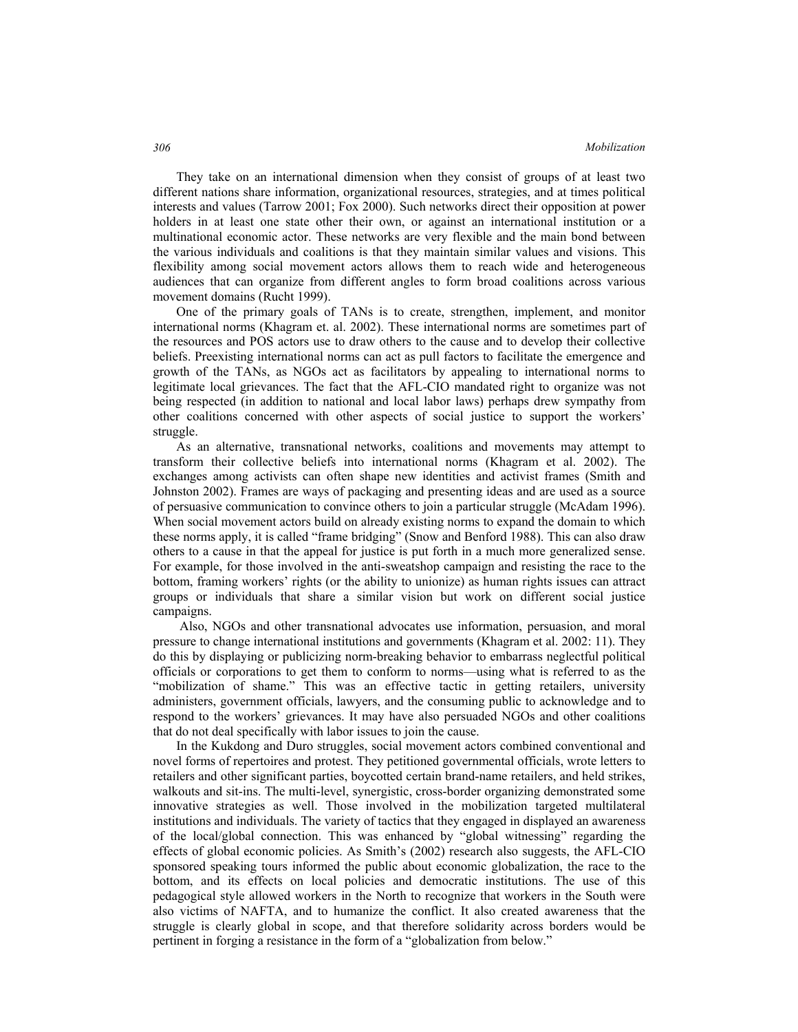They take on an international dimension when they consist of groups of at least two different nations share information, organizational resources, strategies, and at times political interests and values (Tarrow 2001; Fox 2000). Such networks direct their opposition at power holders in at least one state other their own, or against an international institution or a multinational economic actor. These networks are very flexible and the main bond between the various individuals and coalitions is that they maintain similar values and visions. This flexibility among social movement actors allows them to reach wide and heterogeneous audiences that can organize from different angles to form broad coalitions across various movement domains (Rucht 1999).

One of the primary goals of TANs is to create, strengthen, implement, and monitor international norms (Khagram et. al. 2002). These international norms are sometimes part of the resources and POS actors use to draw others to the cause and to develop their collective beliefs. Preexisting international norms can act as pull factors to facilitate the emergence and growth of the TANs, as NGOs act as facilitators by appealing to international norms to legitimate local grievances. The fact that the AFL-CIO mandated right to organize was not being respected (in addition to national and local labor laws) perhaps drew sympathy from other coalitions concerned with other aspects of social justice to support the workers' struggle.

As an alternative, transnational networks, coalitions and movements may attempt to transform their collective beliefs into international norms (Khagram et al. 2002). The exchanges among activists can often shape new identities and activist frames (Smith and Johnston 2002). Frames are ways of packaging and presenting ideas and are used as a source of persuasive communication to convince others to join a particular struggle (McAdam 1996). When social movement actors build on already existing norms to expand the domain to which these norms apply, it is called "frame bridging" (Snow and Benford 1988). This can also draw others to a cause in that the appeal for justice is put forth in a much more generalized sense. For example, for those involved in the anti-sweatshop campaign and resisting the race to the bottom, framing workers' rights (or the ability to unionize) as human rights issues can attract groups or individuals that share a similar vision but work on different social justice campaigns.

Also, NGOs and other transnational advocates use information, persuasion, and moral pressure to change international institutions and governments (Khagram et al. 2002: 11). They do this by displaying or publicizing norm-breaking behavior to embarrass neglectful political officials or corporations to get them to conform to norms—using what is referred to as the "mobilization of shame." This was an effective tactic in getting retailers, university administers, government officials, lawyers, and the consuming public to acknowledge and to respond to the workers' grievances. It may have also persuaded NGOs and other coalitions that do not deal specifically with labor issues to join the cause.

In the Kukdong and Duro struggles, social movement actors combined conventional and novel forms of repertoires and protest. They petitioned governmental officials, wrote letters to retailers and other significant parties, boycotted certain brand-name retailers, and held strikes, walkouts and sit-ins. The multi-level, synergistic, cross-border organizing demonstrated some innovative strategies as well. Those involved in the mobilization targeted multilateral institutions and individuals. The variety of tactics that they engaged in displayed an awareness of the local/global connection. This was enhanced by "global witnessing" regarding the effects of global economic policies. As Smith's (2002) research also suggests, the AFL-CIO sponsored speaking tours informed the public about economic globalization, the race to the bottom, and its effects on local policies and democratic institutions. The use of this pedagogical style allowed workers in the North to recognize that workers in the South were also victims of NAFTA, and to humanize the conflict. It also created awareness that the struggle is clearly global in scope, and that therefore solidarity across borders would be pertinent in forging a resistance in the form of a "globalization from below."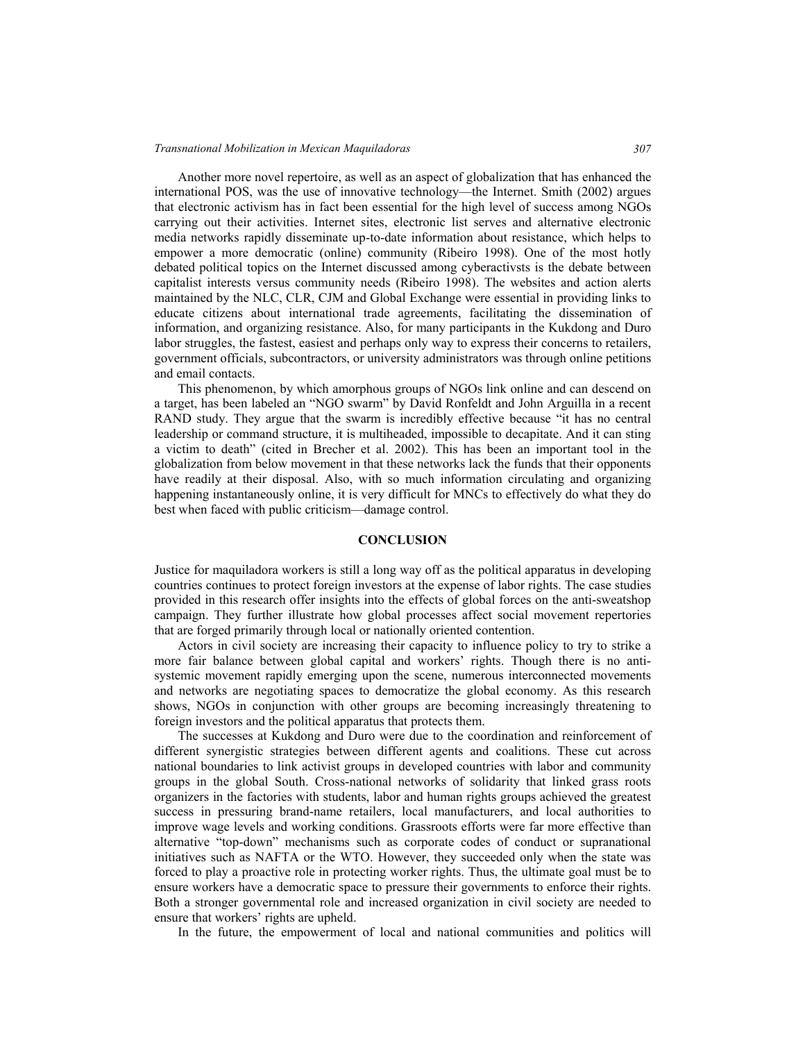Another more novel repertoire, as well as an aspect of globalization that has enhanced the international POS, was the use of innovative technology—the Internet. Smith (2002) argues that electronic activism has in fact been essential for the high level of success among NGOs carrying out their activities. Internet sites, electronic list serves and alternative electronic media networks rapidly disseminate up-to-date information about resistance, which helps to empower a more democratic (online) community (Ribeiro 1998). One of the most hotly debated political topics on the Internet discussed among cyberactivsts is the debate between capitalist interests versus community needs (Ribeiro 1998). The websites and action alerts maintained by the NLC, CLR, CJM and Global Exchange were essential in providing links to educate citizens about international trade agreements, facilitating the dissemination of information, and organizing resistance. Also, for many participants in the Kukdong and Duro labor struggles, the fastest, easiest and perhaps only way to express their concerns to retailers, government officials, subcontractors, or university administrators was through online petitions and email contacts.

This phenomenon, by which amorphous groups of NGOs link online and can descend on a target, has been labeled an "NGO swarm" by David Ronfeldt and John Arguilla in a recent RAND study. They argue that the swarm is incredibly effective because "it has no central leadership or command structure, it is multiheaded, impossible to decapitate. And it can sting a victim to death" (cited in Brecher et al. 2002). This has been an important tool in the globalization from below movement in that these networks lack the funds that their opponents have readily at their disposal. Also, with so much information circulating and organizing happening instantaneously online, it is very difficult for MNCs to effectively do what they do best when faced with public criticism—damage control.

## CONCLUSION

Justice for maquiladora workers is still a long way off as the political apparatus in developing countries continues to protect foreign investors at the expense of labor rights. The case studies provided in this research offer insights into the effects of global forces on the anti-sweatshop campaign. They further illustrate how global processes affect social movement repertories that are forged primarily through local or nationally oriented contention.

Actors in civil society are increasing their capacity to influence policy to try to strike a more fair balance between global capital and workers' rights. Though there is no anti-systemic movement rapidly emerging upon the scene, numerous interconnected movements and networks are negotiating spaces to democratize the global economy. As this research shows, NGOs in conjunction with other groups are becoming increasingly threatening to foreign investors and the political apparatus that protects them.

The successes at Kukdong and Duro were due to the coordination and reinforcement of different synergistic strategies between different agents and coalitions. These cut across national boundaries to link activist groups in developed countries with labor and community groups in the global South. Cross-national networks of solidarity that linked grass roots organizers in the factories with students, labor and human rights groups achieved the greatest success in pressuring brand-name retailers, local manufacturers, and local authorities to improve wage levels and working conditions. Grassroots efforts were far more effective than alternative "top-down" mechanisms such as corporate codes of conduct or supranational initiatives such as NAFTA or the WTO. However, they succeeded only when the state was forced to play a proactive role in protecting worker rights. Thus, the ultimate goal must be to ensure workers have a democratic space to pressure their governments to enforce their rights. Both a stronger governmental role and increased organization in civil society are needed to ensure that workers' rights are upheld.

In the future, the empowerment of local and national communities and politics will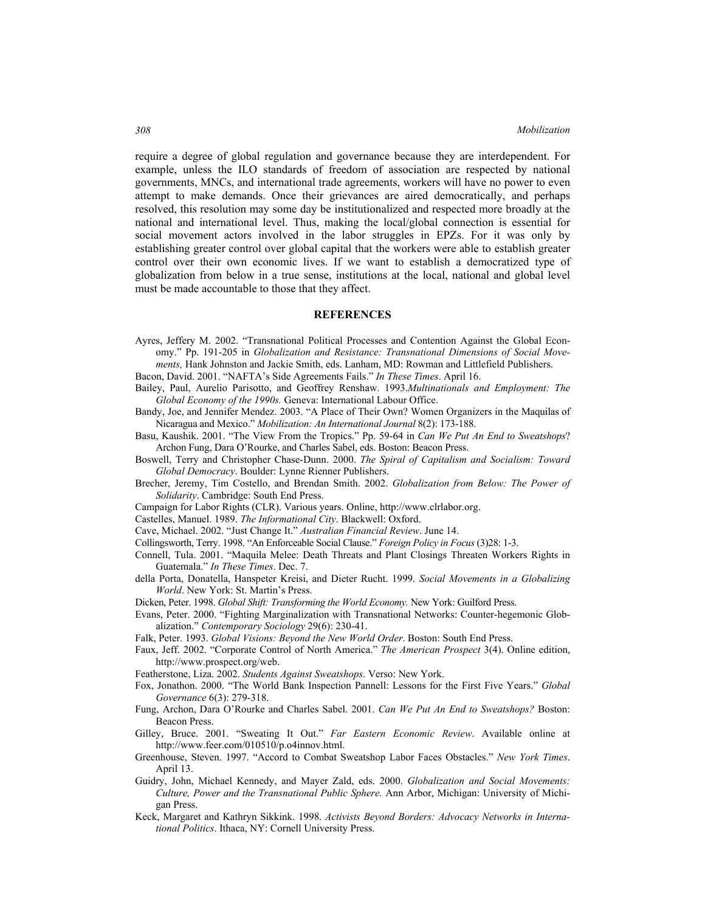require a degree of global regulation and governance because they are interdependent. For example, unless the ILO standards of freedom of association are respected by national governments, MNCs, and international trade agreements, workers will have no power to even attempt to make demands. Once their grievances are aired democratically, and perhaps resolved, this resolution may some day be institutionalized and respected more broadly at the national and international level. Thus, making the local/global connection is essential for social movement actors involved in the labor struggles in EPZs. For it was only by establishing greater control over global capital that the workers were able to establish greater control over their own economic lives. If we want to establish a democratized type of globalization from below in a true sense, institutions at the local, national and global level must be made accountable to those that they affect.

## REFERENCES

Ayres, Jeffery M. 2002. "Transnational Political Processes and Contention Against the Global Economy." Pp. 191-205 in *Globalization and Resistance: Transnational Dimensions of Social Movements,* Hank Johnston and Jackie Smith, eds. Lanham, MD: Rowman and Littlefield Publishers.

Bacon, David. 2001. "NAFTA's Side Agreements Fails." *In These Times*. April 16.

Bailey, Paul, Aurelio Parisotto, and Geoffrey Renshaw. 1993.*Multinationals and Employment: The Global Economy of the 1990s.* Geneva: International Labour Office.

Bandy, Joe, and Jennifer Mendez. 2003. "A Place of Their Own? Women Organizers in the Maquilas of Nicaragua and Mexico." *Mobilization: An International Journal* 8(2): 173-188.

Basu, Kaushik. 2001. "The View From the Tropics." Pp. 59-64 in *Can We Put An End to Sweatshops*? Archon Fung, Dara O'Rourke, and Charles Sabel, eds. Boston: Beacon Press.

Boswell, Terry and Christopher Chase-Dunn. 2000. *The Spiral of Capitalism and Socialism: Toward Global Democracy*. Boulder: Lynne Rienner Publishers.

Brecher, Jeremy, Tim Costello, and Brendan Smith. 2002. *Globalization from Below: The Power of Solidarity*. Cambridge: South End Press.

Campaign for Labor Rights (CLR). Various years. Online, http://www.clrlabor.org.

Castelles, Manuel. 1989. *The Informational City*. Blackwell: Oxford.

Cave, Michael. 2002. "Just Change It." *Australian Financial Review*. June 14.

Collingsworth, Terry. 1998. "An Enforceable Social Clause." *Foreign Policy in Focus* (3)28: 1-3.

Connell, Tula. 2001. "Maquila Melee: Death Threats and Plant Closings Threaten Workers Rights in Guatemala." *In These Times*. Dec. 7.

della Porta, Donatella, Hanspeter Kreisi, and Dieter Rucht. 1999. *Social Movements in a Globalizing World*. New York: St. Martin's Press.

Dicken, Peter. 1998. *Global Shift: Transforming the World Economy.* New York: Guilford Press.

Evans, Peter. 2000. "Fighting Marginalization with Transnational Networks: Counter-hegemonic Globalization." *Contemporary Sociology* 29(6): 230-41.

Falk, Peter. 1993. *Global Visions: Beyond the New World Order*. Boston: South End Press.

Faux, Jeff. 2002. "Corporate Control of North America." *The American Prospect* 3(4). Online edition, http://www.prospect.org/web.

Featherstone, Liza. 2002. *Students Against Sweatshops*. Verso: New York.

Fox, Jonathon. 2000. "The World Bank Inspection Pannell: Lessons for the First Five Years." *Global Governance* 6(3): 279-318.

Fung, Archon, Dara O'Rourke and Charles Sabel. 2001. *Can We Put An End to Sweatshops?* Boston: Beacon Press.

Gilley, Bruce. 2001. "Sweating It Out." *Far Eastern Economic Review*. Available online at http://www.feer.com/010510/p.o4innov.html.

Greenhouse, Steven. 1997. "Accord to Combat Sweatshop Labor Faces Obstacles." *New York Times*. April 13.

Guidry, John, Michael Kennedy, and Mayer Zald, eds. 2000. *Globalization and Social Movements: Culture, Power and the Transnational Public Sphere.* Ann Arbor, Michigan: University of Michigan Press.

Keck, Margaret and Kathryn Sikkink. 1998. *Activists Beyond Borders: Advocacy Networks in International Politics*. Ithaca, NY: Cornell University Press.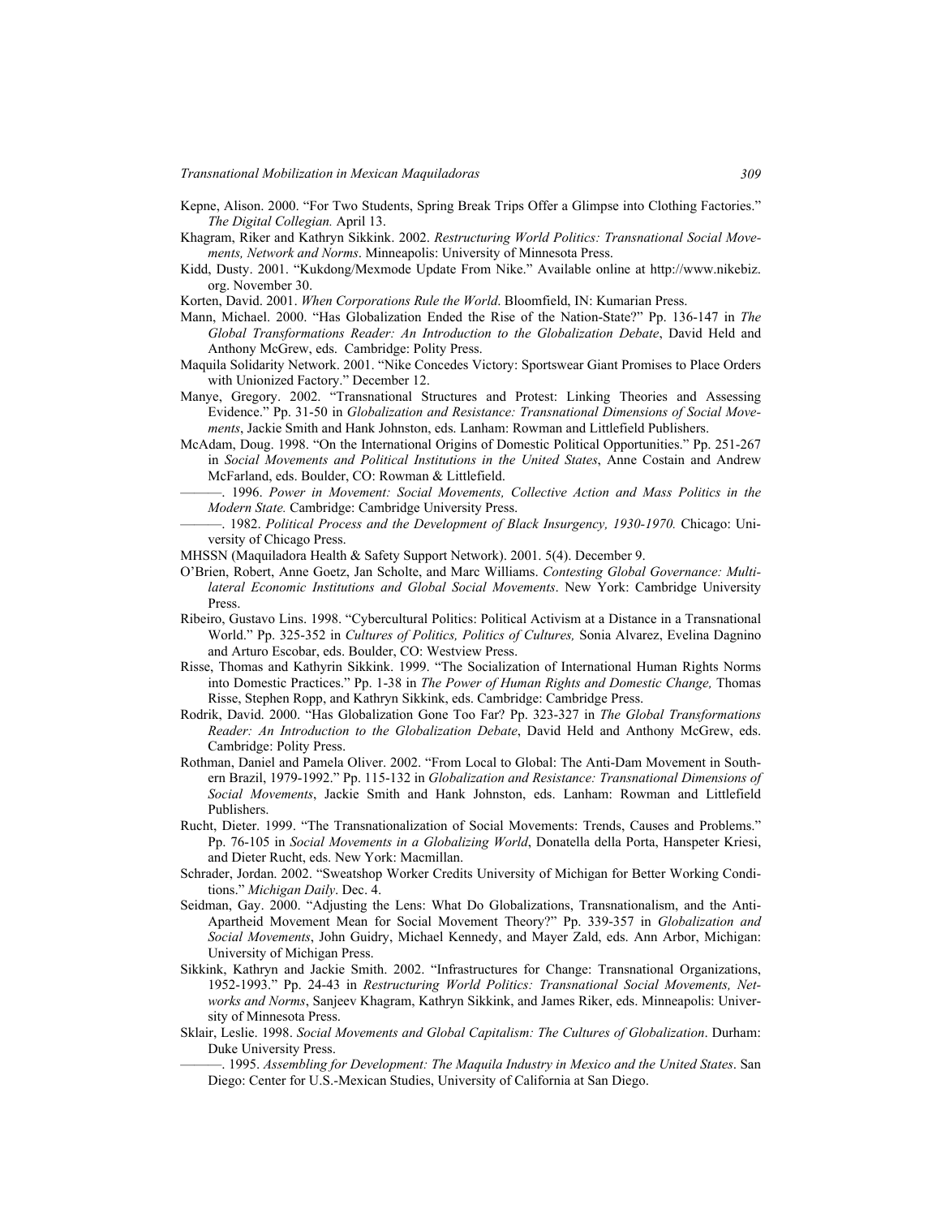Kepne, Alison. 2000. "For Two Students, Spring Break Trips Offer a Glimpse into Clothing Factories." *The Digital Collegian.* April 13.

Khagram, Riker and Kathryn Sikkink. 2002. *Restructuring World Politics: Transnational Social Movements, Network and Norms*. Minneapolis: University of Minnesota Press.

Kidd, Dusty. 2001. "Kukdong/Mexmode Update From Nike." Available online at http://www.nikebiz.org. November 30.

Korten, David. 2001. *When Corporations Rule the World*. Bloomfield, IN: Kumarian Press.

Mann, Michael. 2000. "Has Globalization Ended the Rise of the Nation-State?" Pp. 136-147 in *The Global Transformations Reader: An Introduction to the Globalization Debate*, David Held and Anthony McGrew, eds. Cambridge: Polity Press.

Maquila Solidarity Network. 2001. "Nike Concedes Victory: Sportswear Giant Promises to Place Orders with Unionized Factory." December 12.

Manye, Gregory. 2002. "Transnational Structures and Protest: Linking Theories and Assessing Evidence." Pp. 31-50 in *Globalization and Resistance: Transnational Dimensions of Social Movements*, Jackie Smith and Hank Johnston, eds. Lanham: Rowman and Littlefield Publishers.

McAdam, Doug. 1998. "On the International Origins of Domestic Political Opportunities." Pp. 251-267 in *Social Movements and Political Institutions in the United States*, Anne Costain and Andrew McFarland, eds. Boulder, CO: Rowman & Littlefield.

———. 1996. *Power in Movement: Social Movements, Collective Action and Mass Politics in the Modern State.* Cambridge: Cambridge University Press.

———. 1982. *Political Process and the Development of Black Insurgency, 1930-1970.* Chicago: University of Chicago Press.

MHSSN (Maquiladora Health & Safety Support Network). 2001. 5(4). December 9.

O'Brien, Robert, Anne Goetz, Jan Scholte, and Marc Williams. *Contesting Global Governance: Multilateral Economic Institutions and Global Social Movements*. New York: Cambridge University Press.

Ribeiro, Gustavo Lins. 1998. "Cybercultural Politics: Political Activism at a Distance in a Transnational World." Pp. 325-352 in *Cultures of Politics, Politics of Cultures,* Sonia Alvarez, Evelina Dagnino and Arturo Escobar, eds. Boulder, CO: Westview Press.

Risse, Thomas and Kathyrin Sikkink. 1999. "The Socialization of International Human Rights Norms into Domestic Practices." Pp. 1-38 in *The Power of Human Rights and Domestic Change,* Thomas Risse, Stephen Ropp, and Kathryn Sikkink, eds. Cambridge: Cambridge Press.

Rodrik, David. 2000. "Has Globalization Gone Too Far? Pp. 323-327 in *The Global Transformations Reader: An Introduction to the Globalization Debate*, David Held and Anthony McGrew, eds. Cambridge: Polity Press.

Rothman, Daniel and Pamela Oliver. 2002. "From Local to Global: The Anti-Dam Movement in Southern Brazil, 1979-1992." Pp. 115-132 in *Globalization and Resistance: Transnational Dimensions of Social Movements*, Jackie Smith and Hank Johnston, eds. Lanham: Rowman and Littlefield Publishers.

Rucht, Dieter. 1999. "The Transnationalization of Social Movements: Trends, Causes and Problems." Pp. 76-105 in *Social Movements in a Globalizing World*, Donatella della Porta, Hanspeter Kriesi, and Dieter Rucht, eds. New York: Macmillan.

Schrader, Jordan. 2002. "Sweatshop Worker Credits University of Michigan for Better Working Conditions." *Michigan Daily*. Dec. 4.

Seidman, Gay. 2000. "Adjusting the Lens: What Do Globalizations, Transnationalism, and the Anti-Apartheid Movement Mean for Social Movement Theory?" Pp. 339-357 in *Globalization and Social Movements*, John Guidry, Michael Kennedy, and Mayer Zald, eds. Ann Arbor, Michigan: University of Michigan Press.

Sikkink, Kathryn and Jackie Smith. 2002. "Infrastructures for Change: Transnational Organizations, 1952-1993." Pp. 24-43 in *Restructuring World Politics: Transnational Social Movements, Networks and Norms*, Sanjeev Khagram, Kathryn Sikkink, and James Riker, eds. Minneapolis: University of Minnesota Press.

Sklair, Leslie. 1998. *Social Movements and Global Capitalism: The Cultures of Globalization*. Durham: Duke University Press.

———. 1995. *Assembling for Development: The Maquila Industry in Mexico and the United States*. San Diego: Center for U.S.-Mexican Studies, University of California at San Diego.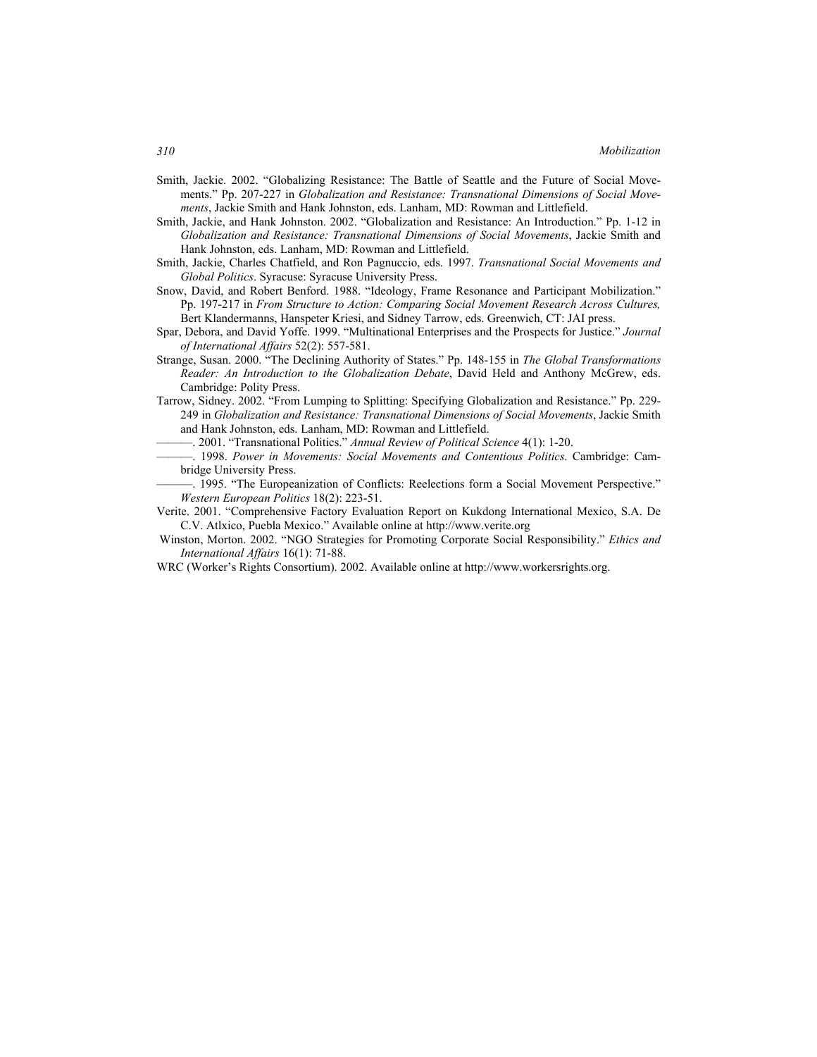Smith, Jackie. 2002. "Globalizing Resistance: The Battle of Seattle and the Future of Social Movements." Pp. 207-227 in *Globalization and Resistance: Transnational Dimensions of Social Movements*, Jackie Smith and Hank Johnston, eds. Lanham, MD: Rowman and Littlefield.

Smith, Jackie, and Hank Johnston. 2002. "Globalization and Resistance: An Introduction." Pp. 1-12 in *Globalization and Resistance: Transnational Dimensions of Social Movements*, Jackie Smith and Hank Johnston, eds. Lanham, MD: Rowman and Littlefield.

Smith, Jackie, Charles Chatfield, and Ron Pagnuccio, eds. 1997. *Transnational Social Movements and Global Politics*. Syracuse: Syracuse University Press.

Snow, David, and Robert Benford. 1988. "Ideology, Frame Resonance and Participant Mobilization." Pp. 197-217 in *From Structure to Action: Comparing Social Movement Research Across Cultures,* Bert Klandermanns, Hanspeter Kriesi, and Sidney Tarrow, eds. Greenwich, CT: JAI press.

Spar, Debora, and David Yoffe. 1999. "Multinational Enterprises and the Prospects for Justice." *Journal of International Affairs* 52(2): 557-581.

Strange, Susan. 2000. "The Declining Authority of States." Pp. 148-155 in *The Global Transformations Reader: An Introduction to the Globalization Debate*, David Held and Anthony McGrew, eds. Cambridge: Polity Press.

Tarrow, Sidney. 2002. "From Lumping to Splitting: Specifying Globalization and Resistance." Pp. 229-249 in *Globalization and Resistance: Transnational Dimensions of Social Movements*, Jackie Smith and Hank Johnston, eds. Lanham, MD: Rowman and Littlefield.

———. 2001. "Transnational Politics." *Annual Review of Political Science* 4(1): 1-20.

———. 1998. *Power in Movements: Social Movements and Contentious Politics*. Cambridge: Cambridge University Press.

———. 1995. "The Europeanization of Conflicts: Reelections form a Social Movement Perspective." *Western European Politics* 18(2): 223-51.

Verite. 2001. "Comprehensive Factory Evaluation Report on Kukdong International Mexico, S.A. De C.V. Atlxico, Puebla Mexico." Available online at http://www.verite.org

Winston, Morton. 2002. "NGO Strategies for Promoting Corporate Social Responsibility." *Ethics and International Affairs* 16(1): 71-88.

WRC (Worker's Rights Consortium). 2002. Available online at http://www.workersrights.org.